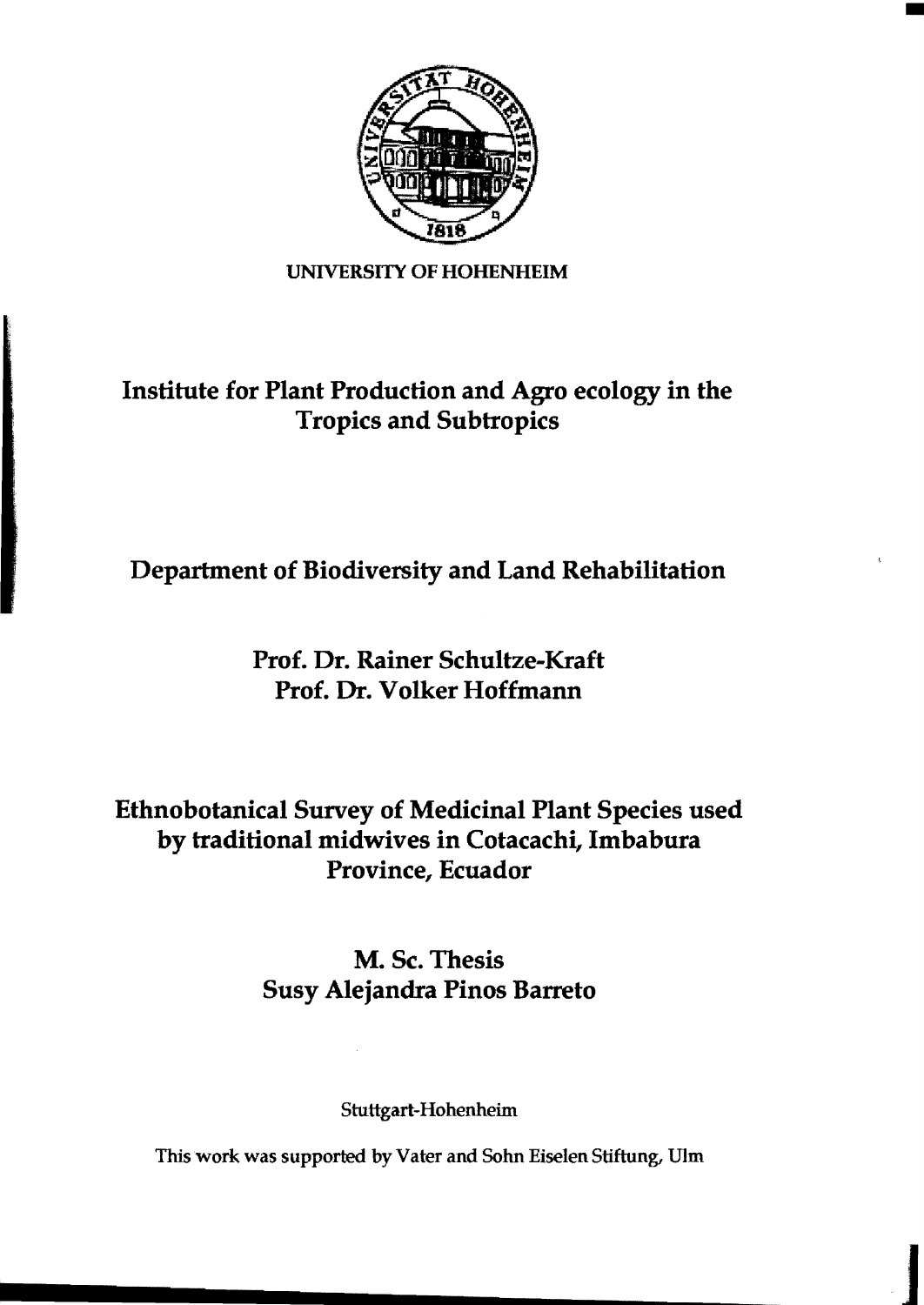UNIVERSITY OF HOHENHEIM

## Institute for Plant Production and Agro ecology in the Tropics and Subtropics

## Department of Biodiversity and Land Rehabilitation

**Prof. Dr. Rainer Schultze-Kraft**
**Prof. Dr. Volker Hoffmann**

# Ethnobotanical Survey of Medicinal Plant Species used by traditional midwives in Cotacachi, Imbabura Province, Ecuador

**M. Sc. Thesis**
**Susy Alejandra Pinos Barreto**

Stuttgart-Hohenheim

This work was supported by Vater and Sohn Eiselen Stiftung, Ulm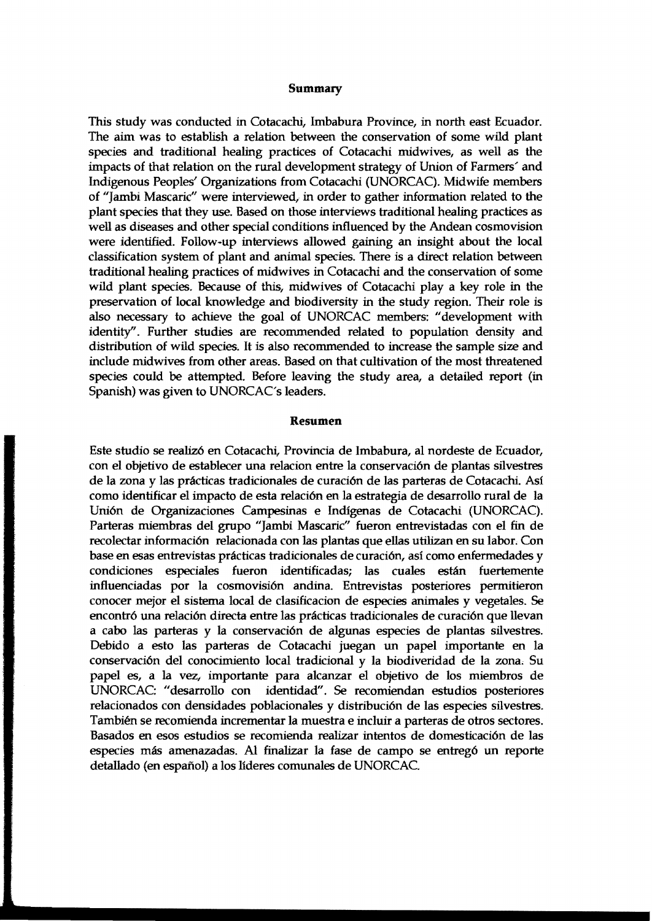## Summary

This study was conducted in Cotacachi, Imbabura Province, in north east Ecuador. The aim was to establish a relation between the conservation of some wild plant species and traditional healing practices of Cotacachi midwives, as well as the impacts of that relation on the rural development strategy of Union of Farmers´ and Indigenous Peoples' Organizations from Cotacachi (UNORCAC). Midwife members of "Jambi Mascaric" were interviewed, in order to gather information related to the plant species that they use. Based on those interviews traditional healing practices as well as diseases and other special conditions influenced by the Andean cosmovision were identified. Follow-up interviews allowed gaining an insight about the local classification system of plant and animal species. There is a direct relation between traditional healing practices of midwives in Cotacachi and the conservation of some wild plant species. Because of this, midwives of Cotacachi play a key role in the preservation of local knowledge and biodiversity in the study region. Their role is also necessary to achieve the goal of UNORCAC members: "development with identity". Further studies are recommended related to population density and distribution of wild species. It is also recommended to increase the sample size and include midwives from other areas. Based on that cultivation of the most threatened species could be attempted. Before leaving the study area, a detailed report (in Spanish) was given to UNORCAC's leaders.

## Resumen

Este studio se realizó en Cotacachi, Provincia de Imbabura, al nordeste de Ecuador, con el objetivo de establecer una relacion entre la conservación de plantas silvestres de la zona y las prácticas tradicionales de curación de las parteras de Cotacachi. Así como identificar el impacto de esta relación en la estrategia de desarrollo rural de la Unión de Organizaciones Campesinas e Indígenas de Cotacachi (UNORCAC). Parteras miembras del grupo "Jambi Mascaric" fueron entrevistadas con el fin de recolectar información relacionada con las plantas que ellas utilizan en su labor. Con base en esas entrevistas prácticas tradicionales de curación, así como enfermedades y condiciones especiales fueron identificadas; las cuales están fuertemente influenciadas por la cosmovisión andina. Entrevistas posteriores permitieron conocer mejor el sistema local de clasificacion de especies animales y vegetales. Se encontró una relación directa entre las prácticas tradicionales de curación que llevan a cabo las parteras y la conservación de algunas especies de plantas silvestres. Debido a esto las parteras de Cotacachi juegan un papel importante en la conservación del conocimiento local tradicional y la biodiveridad de la zona. Su papel es, a la vez, importante para alcanzar el objetivo de los miembros de UNORCAC: "desarrollo con identidad". Se recomiendan estudios posteriores relacionados con densidades poblacionales y distribución de las especies silvestres. También se recomienda incrementar la muestra e incluir a parteras de otros sectores. Basados en esos estudios se recomienda realizar intentos de domesticación de las especies más amenazadas. Al finalizar la fase de campo se entregó un reporte detallado (en español) a los líderes comunales de UNORCAC.